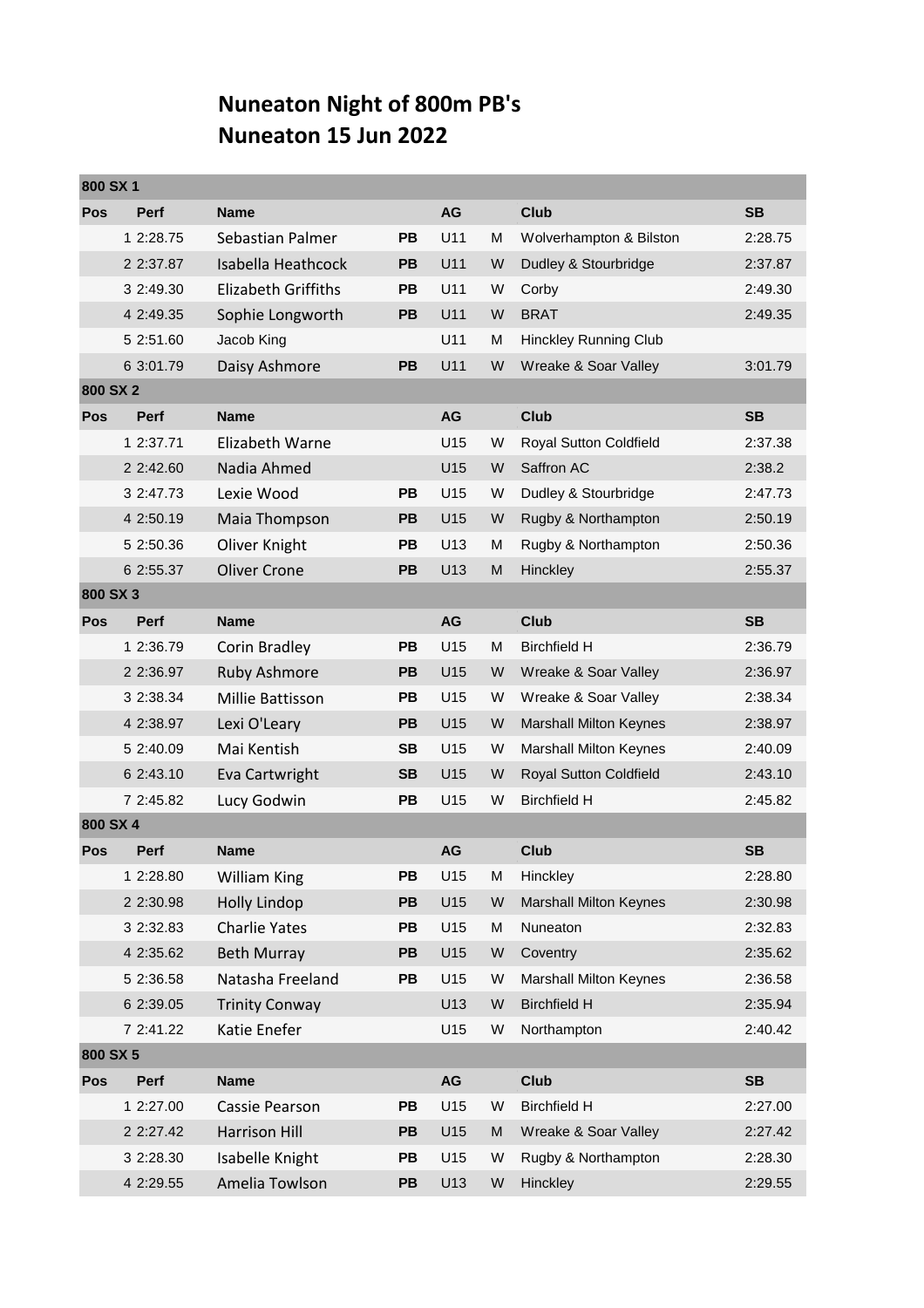# Nuneaton Night of 800m PB's
# Nuneaton 15 Jun 2022

| Pos | Perf | Name | | AG | | Club | SB |
|---|---|---|---|---|---|---|---|
| **800 SX 1** | | | | | | | |
| 1 | 2:28.75 | Sebastian Palmer | PB | U11 | M | Wolverhampton & Bilston | 2:28.75 |
| 2 | 2:37.87 | Isabella Heathcock | PB | U11 | W | Dudley & Stourbridge | 2:37.87 |
| 3 | 2:49.30 | Elizabeth Griffiths | PB | U11 | W | Corby | 2:49.30 |
| 4 | 2:49.35 | Sophie Longworth | PB | U11 | W | BRAT | 2:49.35 |
| 5 | 2:51.60 | Jacob King | | U11 | M | Hinckley Running Club | |
| 6 | 3:01.79 | Daisy Ashmore | PB | U11 | W | Wreake & Soar Valley | 3:01.79 |
| **800 SX 2** | | | | | | | |
| 1 | 2:37.71 | Elizabeth Warne | | U15 | W | Royal Sutton Coldfield | 2:37.38 |
| 2 | 2:42.60 | Nadia Ahmed | | U15 | W | Saffron AC | 2:38.2 |
| 3 | 2:47.73 | Lexie Wood | PB | U15 | W | Dudley & Stourbridge | 2:47.73 |
| 4 | 2:50.19 | Maia Thompson | PB | U15 | W | Rugby & Northampton | 2:50.19 |
| 5 | 2:50.36 | Oliver Knight | PB | U13 | M | Rugby & Northampton | 2:50.36 |
| 6 | 2:55.37 | Oliver Crone | PB | U13 | M | Hinckley | 2:55.37 |
| **800 SX 3** | | | | | | | |
| 1 | 2:36.79 | Corin Bradley | PB | U15 | M | Birchfield H | 2:36.79 |
| 2 | 2:36.97 | Ruby Ashmore | PB | U15 | W | Wreake & Soar Valley | 2:36.97 |
| 3 | 2:38.34 | Millie Battisson | PB | U15 | W | Wreake & Soar Valley | 2:38.34 |
| 4 | 2:38.97 | Lexi O'Leary | PB | U15 | W | Marshall Milton Keynes | 2:38.97 |
| 5 | 2:40.09 | Mai Kentish | SB | U15 | W | Marshall Milton Keynes | 2:40.09 |
| 6 | 2:43.10 | Eva Cartwright | SB | U15 | W | Royal Sutton Coldfield | 2:43.10 |
| 7 | 2:45.82 | Lucy Godwin | PB | U15 | W | Birchfield H | 2:45.82 |
| **800 SX 4** | | | | | | | |
| 1 | 2:28.80 | William King | PB | U15 | M | Hinckley | 2:28.80 |
| 2 | 2:30.98 | Holly Lindop | PB | U15 | W | Marshall Milton Keynes | 2:30.98 |
| 3 | 2:32.83 | Charlie Yates | PB | U15 | M | Nuneaton | 2:32.83 |
| 4 | 2:35.62 | Beth Murray | PB | U15 | W | Coventry | 2:35.62 |
| 5 | 2:36.58 | Natasha Freeland | PB | U15 | W | Marshall Milton Keynes | 2:36.58 |
| 6 | 2:39.05 | Trinity Conway | | U13 | W | Birchfield H | 2:35.94 |
| 7 | 2:41.22 | Katie Enefer | | U15 | W | Northampton | 2:40.42 |
| **800 SX 5** | | | | | | | |
| 1 | 2:27.00 | Cassie Pearson | PB | U15 | W | Birchfield H | 2:27.00 |
| 2 | 2:27.42 | Harrison Hill | PB | U15 | M | Wreake & Soar Valley | 2:27.42 |
| 3 | 2:28.30 | Isabelle Knight | PB | U15 | W | Rugby & Northampton | 2:28.30 |
| 4 | 2:29.55 | Amelia Towlson | PB | U13 | W | Hinckley | 2:29.55 |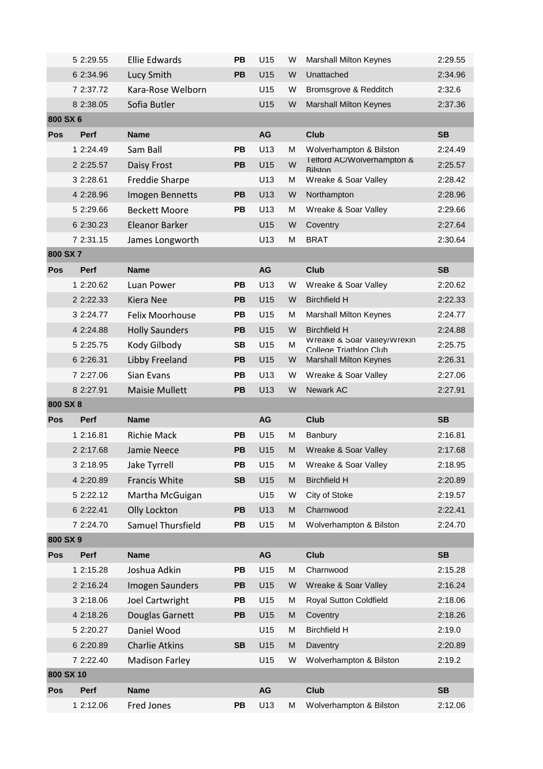| Pos | Perf | Name | | AG | | Club | SB |
|---|---|---|---|---|---|---|---|
| 5 | 2:29.55 | Ellie Edwards | PB | U15 | W | Marshall Milton Keynes | 2:29.55 |
| 6 | 2:34.96 | Lucy Smith | PB | U15 | W | Unattached | 2:34.96 |
| 7 | 2:37.72 | Kara-Rose Welborn | | U15 | W | Bromsgrove & Redditch | 2:32.6 |
| 8 | 2:38.05 | Sofia Butler | | U15 | W | Marshall Milton Keynes | 2:37.36 |

**800 SX 6**

| Pos | Perf | Name | | AG | | Club | SB |
|---|---|---|---|---|---|---|---|
| 1 | 2:24.49 | Sam Ball | PB | U13 | M | Wolverhampton & Bilston | 2:24.49 |
| 2 | 2:25.57 | Daisy Frost | PB | U15 | W | Telford AC/Wolverhampton & Bilston | 2:25.57 |
| 3 | 2:28.61 | Freddie Sharpe | | U13 | M | Wreake & Soar Valley | 2:28.42 |
| 4 | 2:28.96 | Imogen Bennetts | PB | U13 | W | Northampton | 2:28.96 |
| 5 | 2:29.66 | Beckett Moore | PB | U13 | M | Wreake & Soar Valley | 2:29.66 |
| 6 | 2:30.23 | Eleanor Barker | | U15 | W | Coventry | 2:27.64 |
| 7 | 2:31.15 | James Longworth | | U13 | M | BRAT | 2:30.64 |

**800 SX 7**

| Pos | Perf | Name | | AG | | Club | SB |
|---|---|---|---|---|---|---|---|
| 1 | 2:20.62 | Luan Power | PB | U13 | W | Wreake & Soar Valley | 2:20.62 |
| 2 | 2:22.33 | Kiera Nee | PB | U15 | W | Birchfield H | 2:22.33 |
| 3 | 2:24.77 | Felix Moorhouse | PB | U15 | M | Marshall Milton Keynes | 2:24.77 |
| 4 | 2:24.88 | Holly Saunders | PB | U15 | W | Birchfield H | 2:24.88 |
| 5 | 2:25.75 | Kody Gilbody | SB | U15 | M | Wreake & Soar Valley/Wrekin College Triathlon Club | 2:25.75 |
| 6 | 2:26.31 | Libby Freeland | PB | U15 | W | Marshall Milton Keynes | 2:26.31 |
| 7 | 2:27.06 | Sian Evans | PB | U13 | W | Wreake & Soar Valley | 2:27.06 |
| 8 | 2:27.91 | Maisie Mullett | PB | U13 | W | Newark AC | 2:27.91 |

**800 SX 8**

| Pos | Perf | Name | | AG | | Club | SB |
|---|---|---|---|---|---|---|---|
| 1 | 2:16.81 | Richie Mack | PB | U15 | M | Banbury | 2:16.81 |
| 2 | 2:17.68 | Jamie Neece | PB | U15 | M | Wreake & Soar Valley | 2:17.68 |
| 3 | 2:18.95 | Jake Tyrrell | PB | U15 | M | Wreake & Soar Valley | 2:18.95 |
| 4 | 2:20.89 | Francis White | SB | U15 | M | Birchfield H | 2:20.89 |
| 5 | 2:22.12 | Martha McGuigan | | U15 | W | City of Stoke | 2:19.57 |
| 6 | 2:22.41 | Olly Lockton | PB | U13 | M | Charnwood | 2:22.41 |
| 7 | 2:24.70 | Samuel Thursfield | PB | U15 | M | Wolverhampton & Bilston | 2:24.70 |

**800 SX 9**

| Pos | Perf | Name | | AG | | Club | SB |
|---|---|---|---|---|---|---|---|
| 1 | 2:15.28 | Joshua Adkin | PB | U15 | M | Charnwood | 2:15.28 |
| 2 | 2:16.24 | Imogen Saunders | PB | U15 | W | Wreake & Soar Valley | 2:16.24 |
| 3 | 2:18.06 | Joel Cartwright | PB | U15 | M | Royal Sutton Coldfield | 2:18.06 |
| 4 | 2:18.26 | Douglas Garnett | PB | U15 | M | Coventry | 2:18.26 |
| 5 | 2:20.27 | Daniel Wood | | U15 | M | Birchfield H | 2:19.0 |
| 6 | 2:20.89 | Charlie Atkins | SB | U15 | M | Daventry | 2:20.89 |
| 7 | 2:22.40 | Madison Farley | | U15 | W | Wolverhampton & Bilston | 2:19.2 |

**800 SX 10**

| Pos | Perf | Name | | AG | | Club | SB |
|---|---|---|---|---|---|---|---|
| 1 | 2:12.06 | Fred Jones | PB | U13 | M | Wolverhampton & Bilston | 2:12.06 |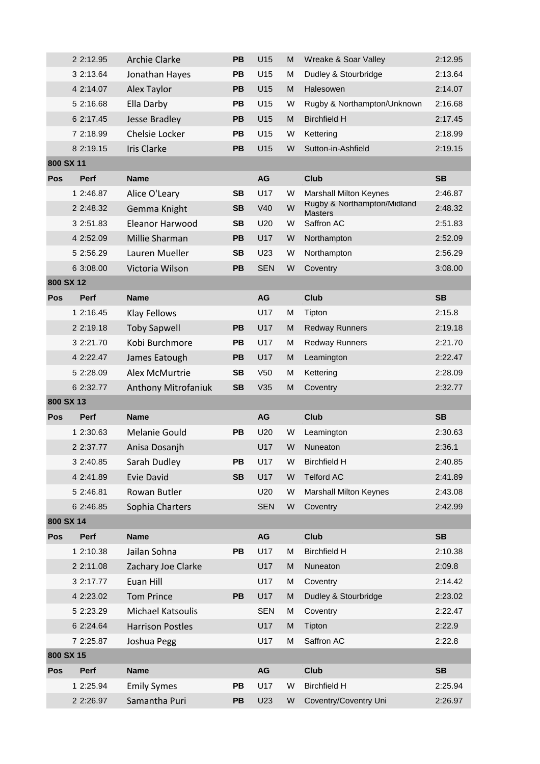| Pos | Perf | Name | | AG | | Club | SB |
|---|---|---|---|---|---|---|---|
| | 2 2:12.95 | Archie Clarke | PB | U15 | M | Wreake & Soar Valley | 2:12.95 |
| | 3 2:13.64 | Jonathan Hayes | PB | U15 | M | Dudley & Stourbridge | 2:13.64 |
| | 4 2:14.07 | Alex Taylor | PB | U15 | M | Halesowen | 2:14.07 |
| | 5 2:16.68 | Ella Darby | PB | U15 | W | Rugby & Northampton/Unknown | 2:16.68 |
| | 6 2:17.45 | Jesse Bradley | PB | U15 | M | Birchfield H | 2:17.45 |
| | 7 2:18.99 | Chelsie Locker | PB | U15 | W | Kettering | 2:18.99 |
| | 8 2:19.15 | Iris Clarke | PB | U15 | W | Sutton-in-Ashfield | 2:19.15 |

**800 SX 11**

| Pos | Perf | Name | | AG | | Club | SB |
|---|---|---|---|---|---|---|---|
| | 1 2:46.87 | Alice O'Leary | SB | U17 | W | Marshall Milton Keynes | 2:46.87 |
| | 2 2:48.32 | Gemma Knight | SB | V40 | W | Rugby & Northampton/Midland Masters | 2:48.32 |
| | 3 2:51.83 | Eleanor Harwood | SB | U20 | W | Saffron AC | 2:51.83 |
| | 4 2:52.09 | Millie Sharman | PB | U17 | W | Northampton | 2:52.09 |
| | 5 2:56.29 | Lauren Mueller | SB | U23 | W | Northampton | 2:56.29 |
| | 6 3:08.00 | Victoria Wilson | PB | SEN | W | Coventry | 3:08.00 |

**800 SX 12**

| Pos | Perf | Name | | AG | | Club | SB |
|---|---|---|---|---|---|---|---|
| | 1 2:16.45 | Klay Fellows | | U17 | M | Tipton | 2:15.8 |
| | 2 2:19.18 | Toby Sapwell | PB | U17 | M | Redway Runners | 2:19.18 |
| | 3 2:21.70 | Kobi Burchmore | PB | U17 | M | Redway Runners | 2:21.70 |
| | 4 2:22.47 | James Eatough | PB | U17 | M | Leamington | 2:22.47 |
| | 5 2:28.09 | Alex McMurtrie | SB | V50 | M | Kettering | 2:28.09 |
| | 6 2:32.77 | Anthony Mitrofaniuk | SB | V35 | M | Coventry | 2:32.77 |

**800 SX 13**

| Pos | Perf | Name | | AG | | Club | SB |
|---|---|---|---|---|---|---|---|
| | 1 2:30.63 | Melanie Gould | PB | U20 | W | Leamington | 2:30.63 |
| | 2 2:37.77 | Anisa Dosanjh | | U17 | W | Nuneaton | 2:36.1 |
| | 3 2:40.85 | Sarah Dudley | PB | U17 | W | Birchfield H | 2:40.85 |
| | 4 2:41.89 | Evie David | SB | U17 | W | Telford AC | 2:41.89 |
| | 5 2:46.81 | Rowan Butler | | U20 | W | Marshall Milton Keynes | 2:43.08 |
| | 6 2:46.85 | Sophia Charters | | SEN | W | Coventry | 2:42.99 |

**800 SX 14**

| Pos | Perf | Name | | AG | | Club | SB |
|---|---|---|---|---|---|---|---|
| | 1 2:10.38 | Jailan Sohna | PB | U17 | M | Birchfield H | 2:10.38 |
| | 2 2:11.08 | Zachary Joe Clarke | | U17 | M | Nuneaton | 2:09.8 |
| | 3 2:17.77 | Euan Hill | | U17 | M | Coventry | 2:14.42 |
| | 4 2:23.02 | Tom Prince | PB | U17 | M | Dudley & Stourbridge | 2:23.02 |
| | 5 2:23.29 | Michael Katsoulis | | SEN | M | Coventry | 2:22.47 |
| | 6 2:24.64 | Harrison Postles | | U17 | M | Tipton | 2:22.9 |
| | 7 2:25.87 | Joshua Pegg | | U17 | M | Saffron AC | 2:22.8 |

**800 SX 15**

| Pos | Perf | Name | | AG | | Club | SB |
|---|---|---|---|---|---|---|---|
| | 1 2:25.94 | Emily Symes | PB | U17 | W | Birchfield H | 2:25.94 |
| | 2 2:26.97 | Samantha Puri | PB | U23 | W | Coventry/Coventry Uni | 2:26.97 |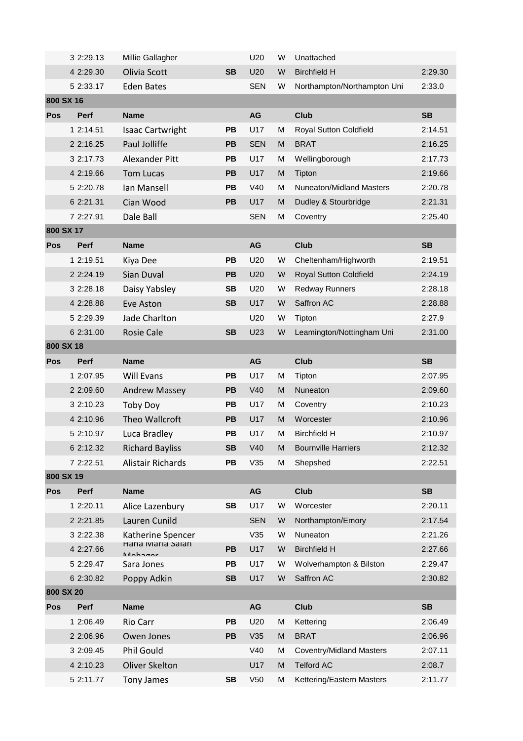| Pos | Perf | Name | | AG | | Club | SB |
|---|---|---|---|---|---|---|---|
| 3 | 2:29.13 | Millie Gallagher | | U20 | W | Unattached | |
| 4 | 2:29.30 | Olivia Scott | SB | U20 | W | Birchfield H | 2:29.30 |
| 5 | 2:33.17 | Eden Bates | | SEN | W | Northampton/Northampton Uni | 2:33.0 |

**800 SX 16**

| Pos | Perf | Name | | AG | | Club | SB |
|---|---|---|---|---|---|---|---|
| 1 | 2:14.51 | Isaac Cartwright | PB | U17 | M | Royal Sutton Coldfield | 2:14.51 |
| 2 | 2:16.25 | Paul Jolliffe | PB | SEN | M | BRAT | 2:16.25 |
| 3 | 2:17.73 | Alexander Pitt | PB | U17 | M | Wellingborough | 2:17.73 |
| 4 | 2:19.66 | Tom Lucas | PB | U17 | M | Tipton | 2:19.66 |
| 5 | 2:20.78 | Ian Mansell | PB | V40 | M | Nuneaton/Midland Masters | 2:20.78 |
| 6 | 2:21.31 | Cian Wood | PB | U17 | M | Dudley & Stourbridge | 2:21.31 |
| 7 | 2:27.91 | Dale Ball | | SEN | M | Coventry | 2:25.40 |

**800 SX 17**

| Pos | Perf | Name | | AG | | Club | SB |
|---|---|---|---|---|---|---|---|
| 1 | 2:19.51 | Kiya Dee | PB | U20 | W | Cheltenham/Highworth | 2:19.51 |
| 2 | 2:24.19 | Sian Duval | PB | U20 | W | Royal Sutton Coldfield | 2:24.19 |
| 3 | 2:28.18 | Daisy Yabsley | SB | U20 | W | Redway Runners | 2:28.18 |
| 4 | 2:28.88 | Eve Aston | SB | U17 | W | Saffron AC | 2:28.88 |
| 5 | 2:29.39 | Jade Charlton | | U20 | W | Tipton | 2:27.9 |
| 6 | 2:31.00 | Rosie Cale | SB | U23 | W | Leamington/Nottingham Uni | 2:31.00 |

**800 SX 18**

| Pos | Perf | Name | | AG | | Club | SB |
|---|---|---|---|---|---|---|---|
| 1 | 2:07.95 | Will Evans | PB | U17 | M | Tipton | 2:07.95 |
| 2 | 2:09.60 | Andrew Massey | PB | V40 | M | Nuneaton | 2:09.60 |
| 3 | 2:10.23 | Toby Doy | PB | U17 | M | Coventry | 2:10.23 |
| 4 | 2:10.96 | Theo Wallcroft | PB | U17 | M | Worcester | 2:10.96 |
| 5 | 2:10.97 | Luca Bradley | PB | U17 | M | Birchfield H | 2:10.97 |
| 6 | 2:12.32 | Richard Bayliss | SB | V40 | M | Bournville Harriers | 2:12.32 |
| 7 | 2:22.51 | Alistair Richards | PB | V35 | M | Shepshed | 2:22.51 |

**800 SX 19**

| Pos | Perf | Name | | AG | | Club | SB |
|---|---|---|---|---|---|---|---|
| 1 | 2:20.11 | Alice Lazenbury | SB | U17 | W | Worcester | 2:20.11 |
| 2 | 2:21.85 | Lauren Cunild | | SEN | W | Northampton/Emory | 2:17.54 |
| 3 | 2:22.38 | Katherine Spencer | | V35 | W | Nuneaton | 2:21.26 |
| 4 | 2:27.66 | Hana Maria Salah Mohager | PB | U17 | W | Birchfield H | 2:27.66 |
| 5 | 2:29.47 | Sara Jones | PB | U17 | W | Wolverhampton & Bilston | 2:29.47 |
| 6 | 2:30.82 | Poppy Adkin | SB | U17 | W | Saffron AC | 2:30.82 |

**800 SX 20**

| Pos | Perf | Name | | AG | | Club | SB |
|---|---|---|---|---|---|---|---|
| 1 | 2:06.49 | Rio Carr | PB | U20 | M | Kettering | 2:06.49 |
| 2 | 2:06.96 | Owen Jones | PB | V35 | M | BRAT | 2:06.96 |
| 3 | 2:09.45 | Phil Gould | | V40 | M | Coventry/Midland Masters | 2:07.11 |
| 4 | 2:10.23 | Oliver Skelton | | U17 | M | Telford AC | 2:08.7 |
| 5 | 2:11.77 | Tony James | SB | V50 | M | Kettering/Eastern Masters | 2:11.77 |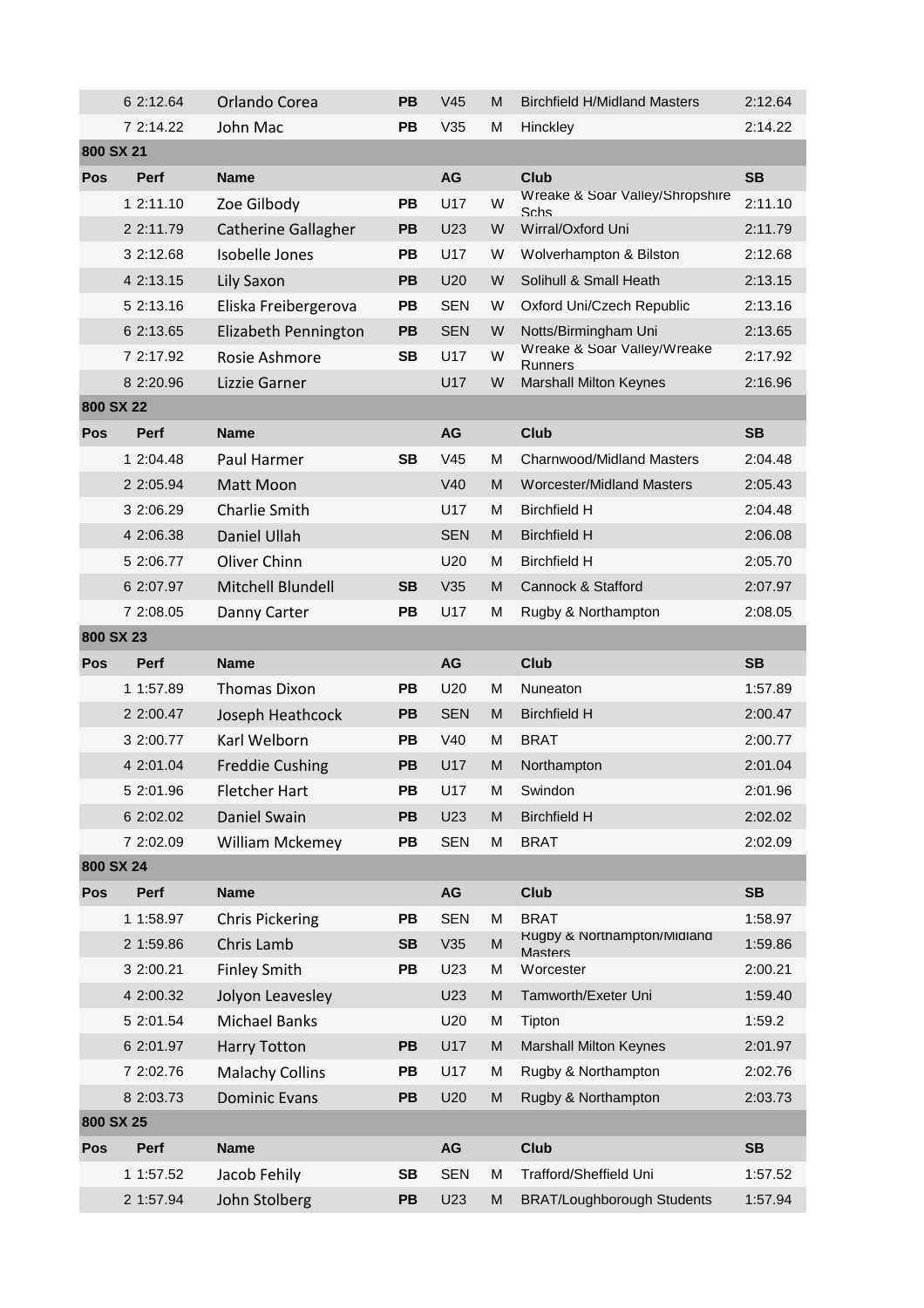| Pos | Perf | Name | | AG | | Club | SB |
|---|---|---|---|---|---|---|---|
| 6 | 2:12.64 | Orlando Corea | PB | V45 | M | Birchfield H/Midland Masters | 2:12.64 |
| 7 | 2:14.22 | John Mac | PB | V35 | M | Hinckley | 2:14.22 |

**800 SX 21**

| Pos | Perf | Name | | AG | | Club | SB |
|---|---|---|---|---|---|---|---|
| 1 | 2:11.10 | Zoe Gilbody | PB | U17 | W | Wreake & Soar Valley/Shropshire Schs | 2:11.10 |
| 2 | 2:11.79 | Catherine Gallagher | PB | U23 | W | Wirral/Oxford Uni | 2:11.79 |
| 3 | 2:12.68 | Isobelle Jones | PB | U17 | W | Wolverhampton & Bilston | 2:12.68 |
| 4 | 2:13.15 | Lily Saxon | PB | U20 | W | Solihull & Small Heath | 2:13.15 |
| 5 | 2:13.16 | Eliska Freibergerova | PB | SEN | W | Oxford Uni/Czech Republic | 2:13.16 |
| 6 | 2:13.65 | Elizabeth Pennington | PB | SEN | W | Notts/Birmingham Uni | 2:13.65 |
| 7 | 2:17.92 | Rosie Ashmore | SB | U17 | W | Wreake & Soar Valley/Wreake Runners | 2:17.92 |
| 8 | 2:20.96 | Lizzie Garner | | U17 | W | Marshall Milton Keynes | 2:16.96 |

**800 SX 22**

| Pos | Perf | Name | | AG | | Club | SB |
|---|---|---|---|---|---|---|---|
| 1 | 2:04.48 | Paul Harmer | SB | V45 | M | Charnwood/Midland Masters | 2:04.48 |
| 2 | 2:05.94 | Matt Moon | | V40 | M | Worcester/Midland Masters | 2:05.43 |
| 3 | 2:06.29 | Charlie Smith | | U17 | M | Birchfield H | 2:04.48 |
| 4 | 2:06.38 | Daniel Ullah | | SEN | M | Birchfield H | 2:06.08 |
| 5 | 2:06.77 | Oliver Chinn | | U20 | M | Birchfield H | 2:05.70 |
| 6 | 2:07.97 | Mitchell Blundell | SB | V35 | M | Cannock & Stafford | 2:07.97 |
| 7 | 2:08.05 | Danny Carter | PB | U17 | M | Rugby & Northampton | 2:08.05 |

**800 SX 23**

| Pos | Perf | Name | | AG | | Club | SB |
|---|---|---|---|---|---|---|---|
| 1 | 1:57.89 | Thomas Dixon | PB | U20 | M | Nuneaton | 1:57.89 |
| 2 | 2:00.47 | Joseph Heathcock | PB | SEN | M | Birchfield H | 2:00.47 |
| 3 | 2:00.77 | Karl Welborn | PB | V40 | M | BRAT | 2:00.77 |
| 4 | 2:01.04 | Freddie Cushing | PB | U17 | M | Northampton | 2:01.04 |
| 5 | 2:01.96 | Fletcher Hart | PB | U17 | M | Swindon | 2:01.96 |
| 6 | 2:02.02 | Daniel Swain | PB | U23 | M | Birchfield H | 2:02.02 |
| 7 | 2:02.09 | William Mckemey | PB | SEN | M | BRAT | 2:02.09 |

**800 SX 24**

| Pos | Perf | Name | | AG | | Club | SB |
|---|---|---|---|---|---|---|---|
| 1 | 1:58.97 | Chris Pickering | PB | SEN | M | BRAT | 1:58.97 |
| 2 | 1:59.86 | Chris Lamb | SB | V35 | M | Rugby & Northampton/Midland Masters | 1:59.86 |
| 3 | 2:00.21 | Finley Smith | PB | U23 | M | Worcester | 2:00.21 |
| 4 | 2:00.32 | Jolyon Leavesley | | U23 | M | Tamworth/Exeter Uni | 1:59.40 |
| 5 | 2:01.54 | Michael Banks | | U20 | M | Tipton | 1:59.2 |
| 6 | 2:01.97 | Harry Totton | PB | U17 | M | Marshall Milton Keynes | 2:01.97 |
| 7 | 2:02.76 | Malachy Collins | PB | U17 | M | Rugby & Northampton | 2:02.76 |
| 8 | 2:03.73 | Dominic Evans | PB | U20 | M | Rugby & Northampton | 2:03.73 |

**800 SX 25**

| Pos | Perf | Name | | AG | | Club | SB |
|---|---|---|---|---|---|---|---|
| 1 | 1:57.52 | Jacob Fehily | SB | SEN | M | Trafford/Sheffield Uni | 1:57.52 |
| 2 | 1:57.94 | John Stolberg | PB | U23 | M | BRAT/Loughborough Students | 1:57.94 |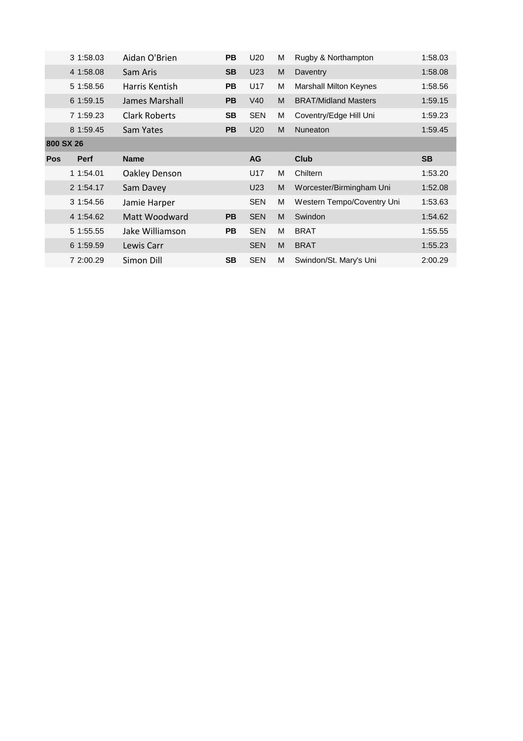| Pos | Perf | Name | | AG | | Club | SB |
|---|---|---|---|---|---|---|---|
| 3 | 1:58.03 | Aidan O'Brien | PB | U20 | M | Rugby & Northampton | 1:58.03 |
| 4 | 1:58.08 | Sam Aris | SB | U23 | M | Daventry | 1:58.08 |
| 5 | 1:58.56 | Harris Kentish | PB | U17 | M | Marshall Milton Keynes | 1:58.56 |
| 6 | 1:59.15 | James Marshall | PB | V40 | M | BRAT/Midland Masters | 1:59.15 |
| 7 | 1:59.23 | Clark Roberts | SB | SEN | M | Coventry/Edge Hill Uni | 1:59.23 |
| 8 | 1:59.45 | Sam Yates | PB | U20 | M | Nuneaton | 1:59.45 |

**800 SX 26**

| Pos | Perf | Name | | AG | | Club | SB |
|---|---|---|---|---|---|---|---|
| 1 | 1:54.01 | Oakley Denson | | U17 | M | Chiltern | 1:53.20 |
| 2 | 1:54.17 | Sam Davey | | U23 | M | Worcester/Birmingham Uni | 1:52.08 |
| 3 | 1:54.56 | Jamie Harper | | SEN | M | Western Tempo/Coventry Uni | 1:53.63 |
| 4 | 1:54.62 | Matt Woodward | PB | SEN | M | Swindon | 1:54.62 |
| 5 | 1:55.55 | Jake Williamson | PB | SEN | M | BRAT | 1:55.55 |
| 6 | 1:59.59 | Lewis Carr | | SEN | M | BRAT | 1:55.23 |
| 7 | 2:00.29 | Simon Dill | SB | SEN | M | Swindon/St. Mary's Uni | 2:00.29 |